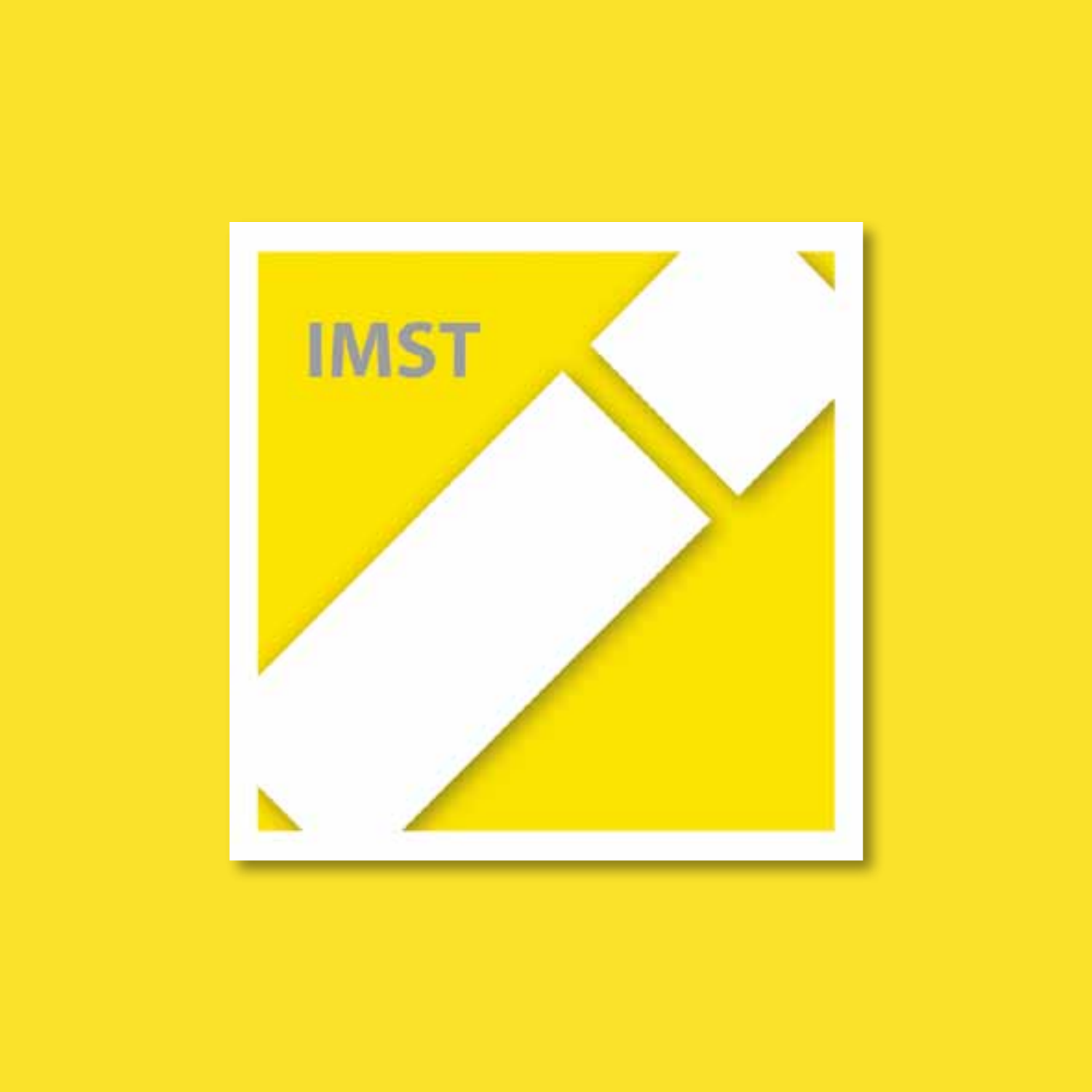IMST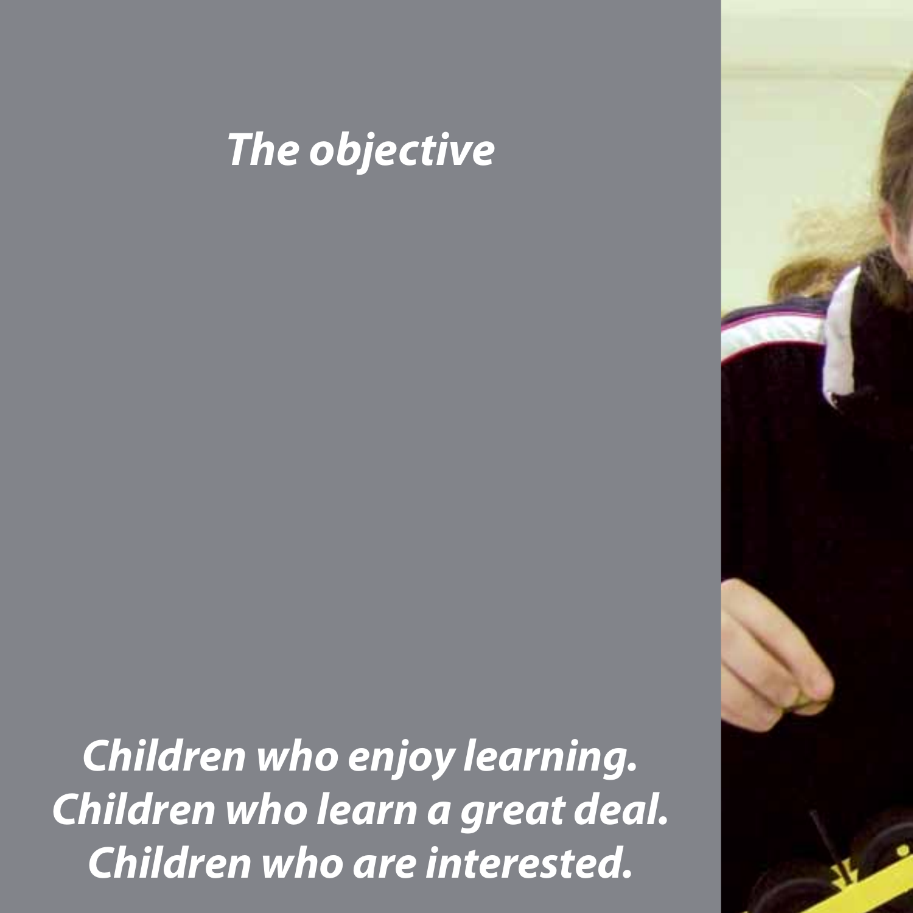# *The objective*

***Children who enjoy learning.***
***Children who learn a great deal.***
***Children who are interested.***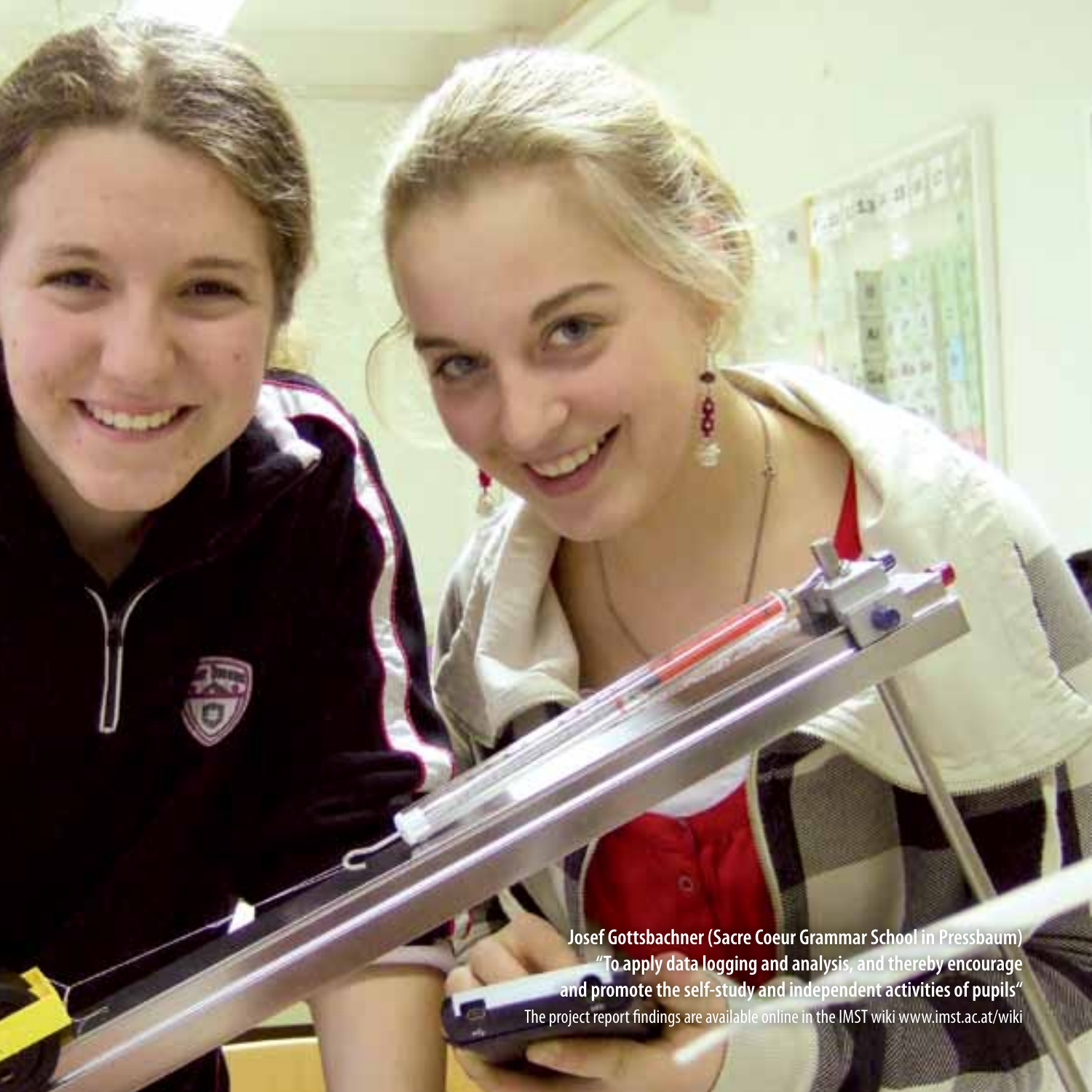**Josef Gottsbachner (Sacre Coeur Grammar School in Pressbaum)**
**"To apply data logging and analysis, and thereby encourage and promote the self-study and independent activities of pupils"**
The project report findings are available online in the IMST wiki www.imst.ac.at/wiki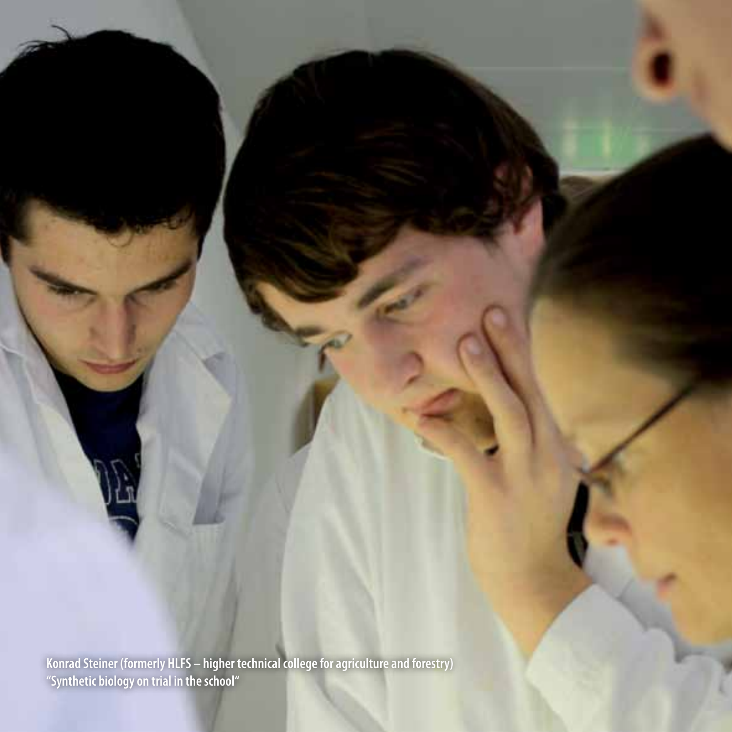Konrad Steiner (formerly HLFS – higher technical college for agriculture and forestry)
"Synthetic biology on trial in the school"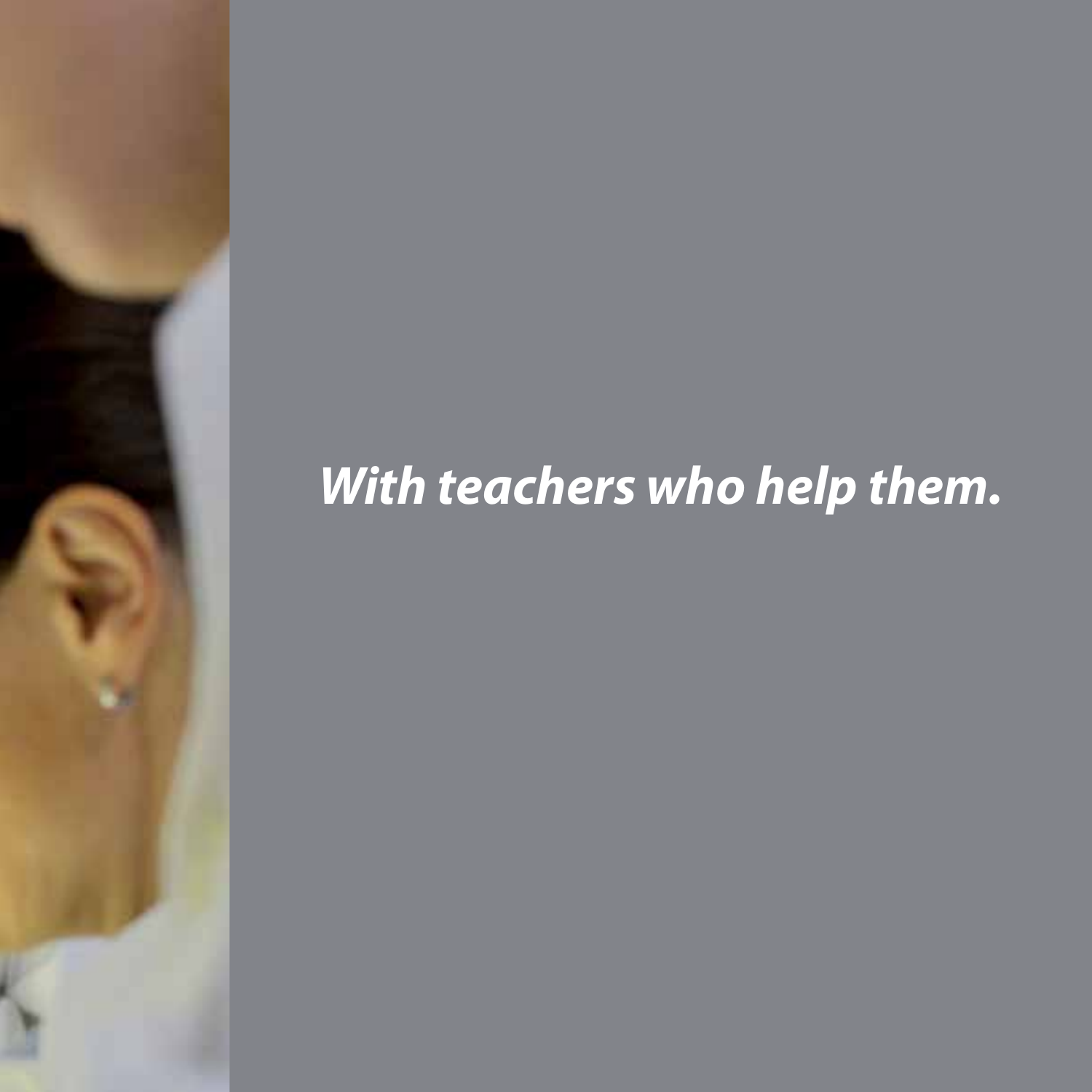***With teachers who help them.***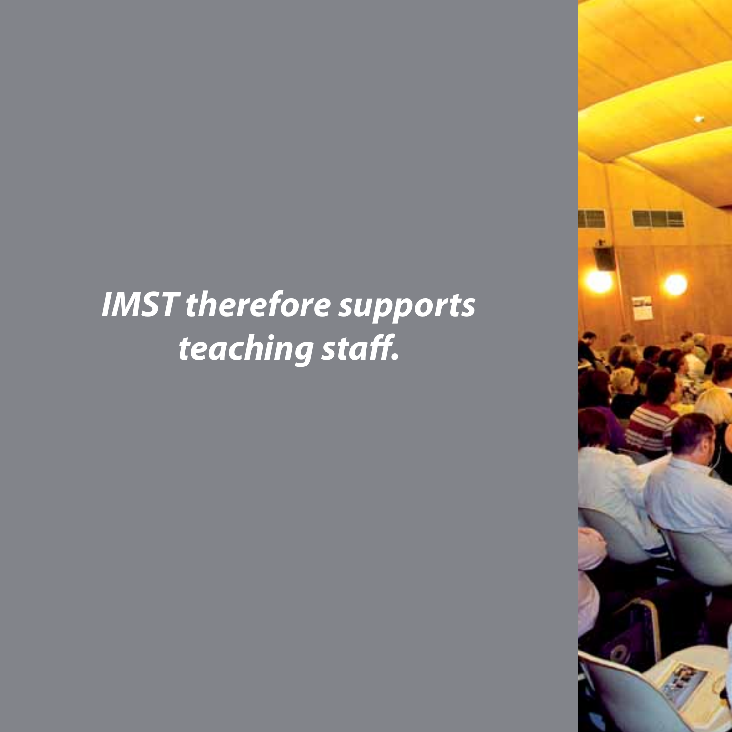***IMST therefore supports teaching staff.***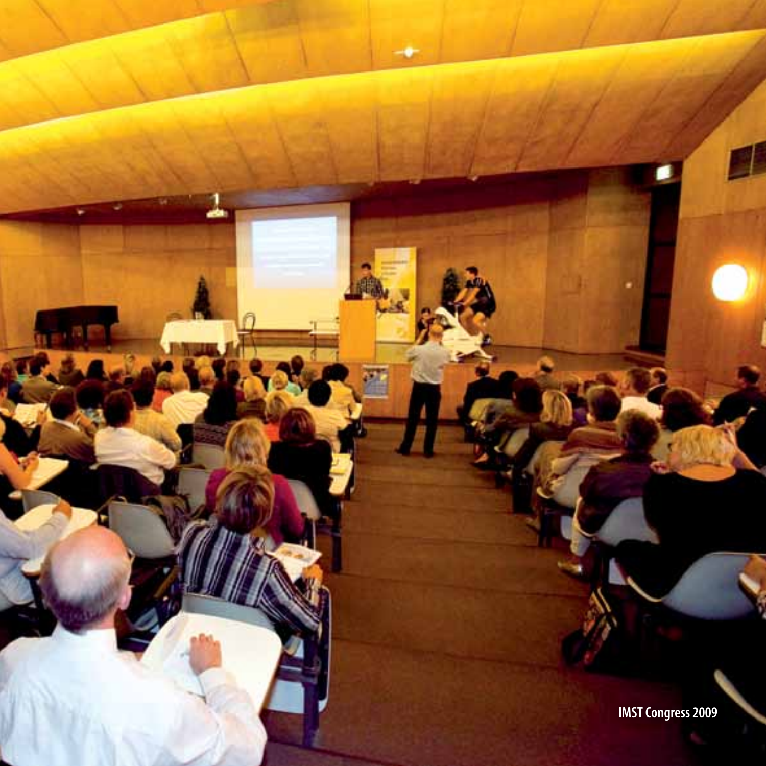IMST Congress 2009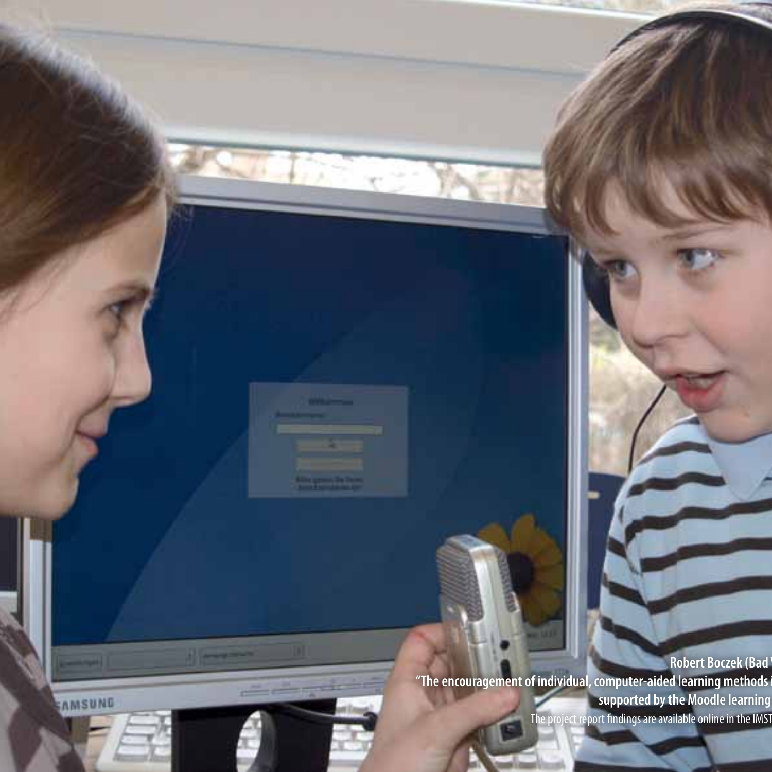Robert Boczek (Bad

"The encouragement of individual, computer-aided learning methods

supported by the Moodle learning

The project report findings are available online in the IMST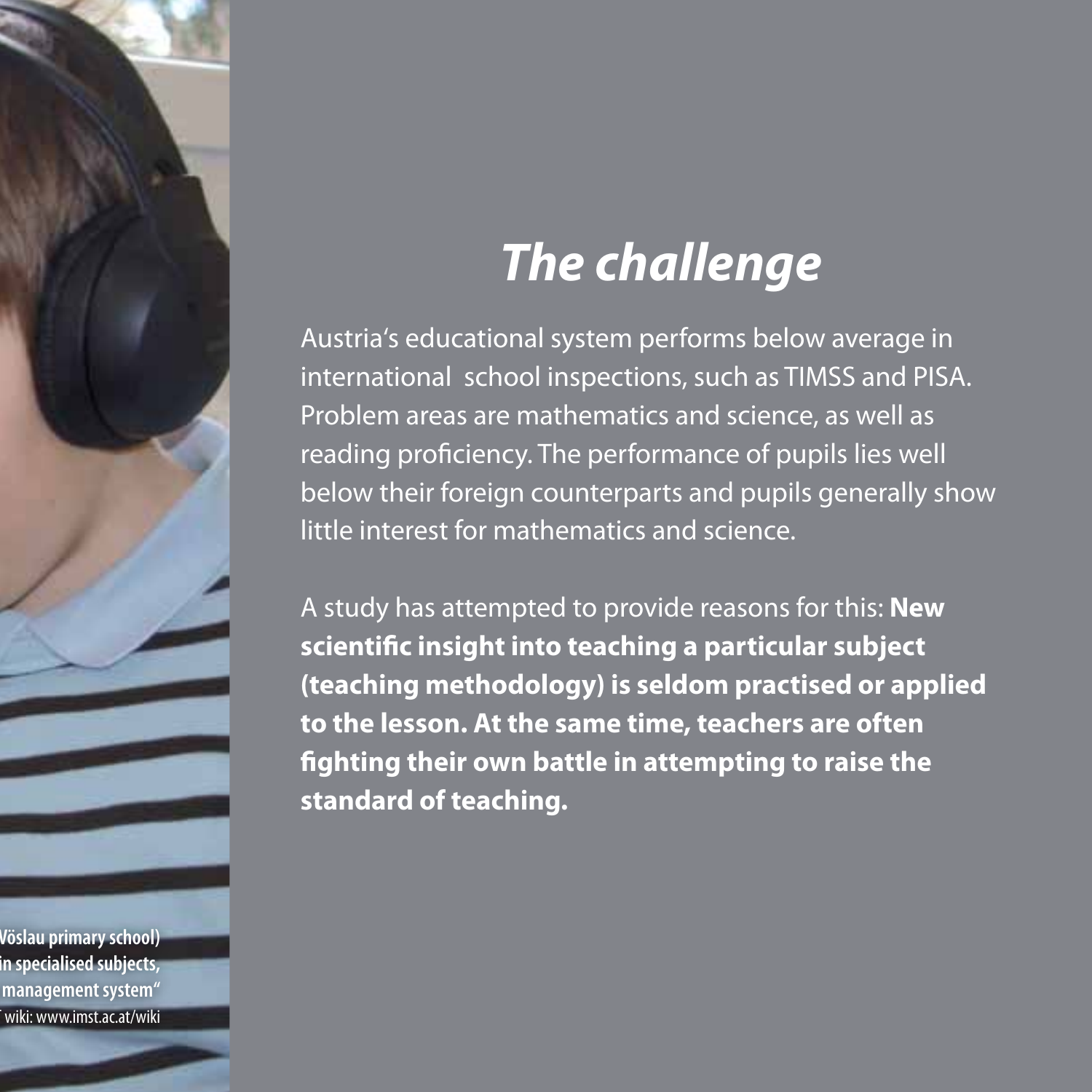# *The challenge*

Austria's educational system performs below average in international school inspections, such as TIMSS and PISA. Problem areas are mathematics and science, as well as reading proficiency. The performance of pupils lies well below their foreign counterparts and pupils generally show little interest for mathematics and science.

A study has attempted to provide reasons for this: **New scientific insight into teaching a particular subject (teaching methodology) is seldom practised or applied to the lesson. At the same time, teachers are often fighting their own battle in attempting to raise the standard of teaching.**

**Vöslau primary school)**
**in specialised subjects,**
**management system"**
wiki: www.imst.ac.at/wiki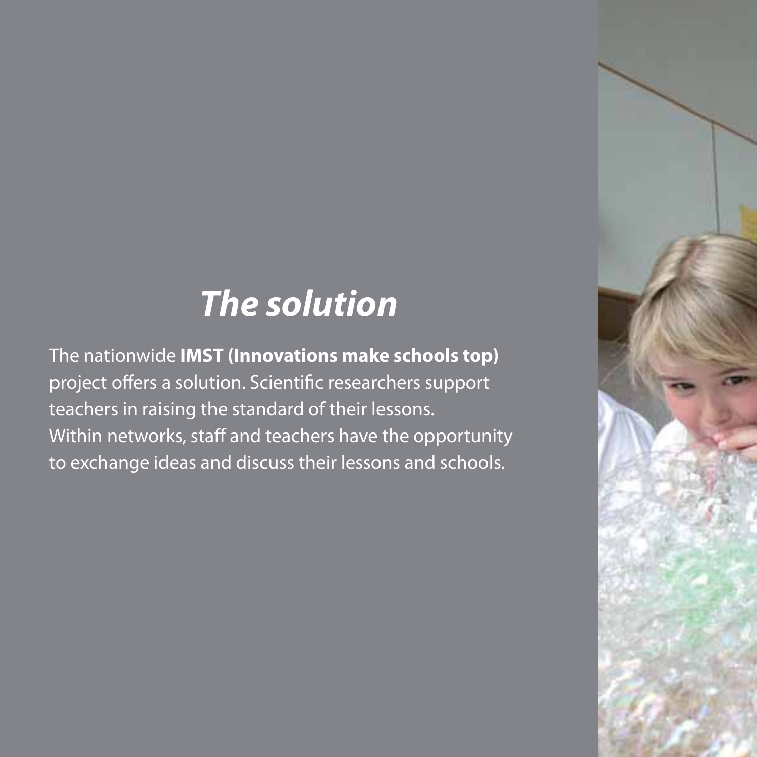# ***The solution***

The nationwide **IMST (Innovations make schools top)** project offers a solution. Scientific researchers support teachers in raising the standard of their lessons. Within networks, staff and teachers have the opportunity to exchange ideas and discuss their lessons and schools.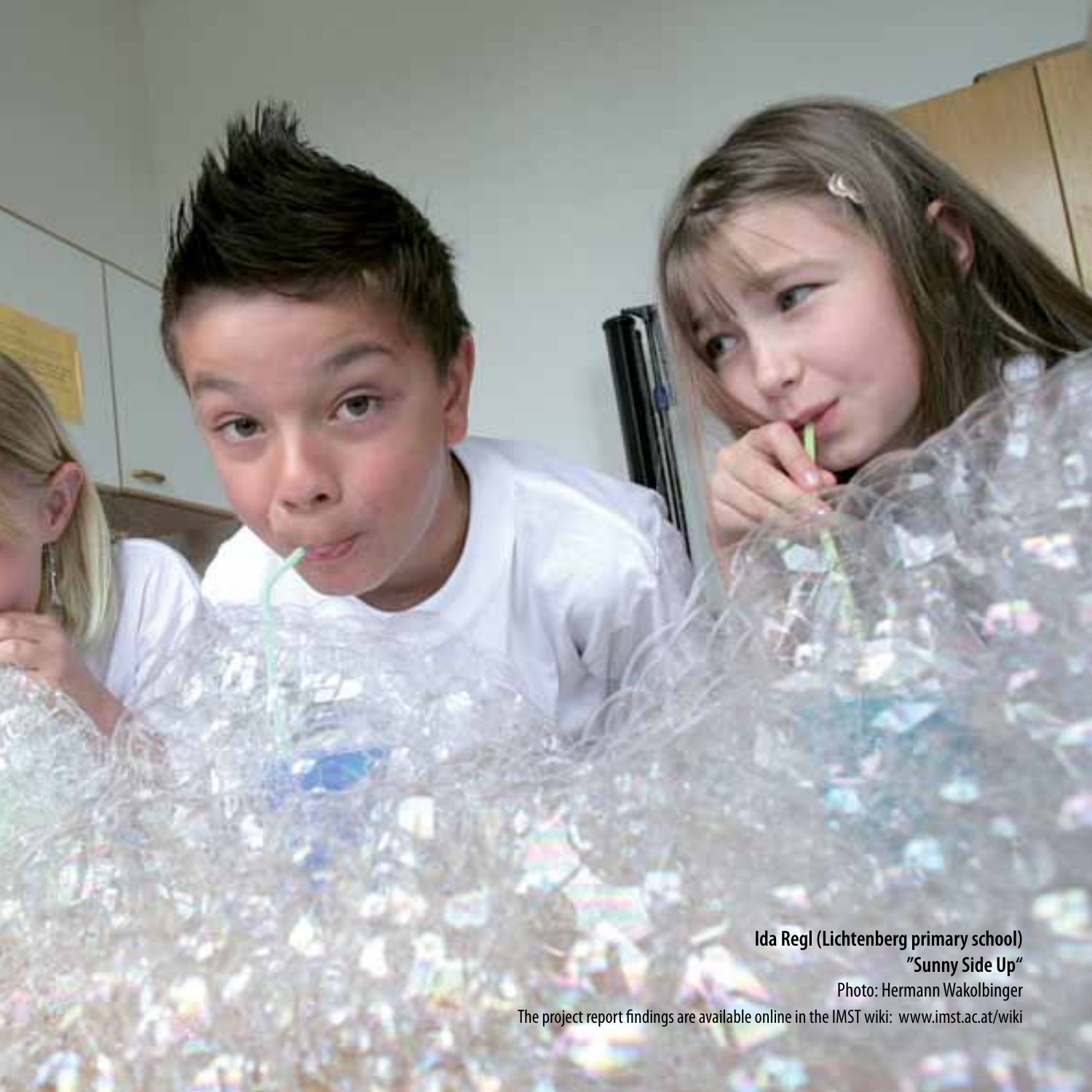**Ida Regl (Lichtenberg primary school)**
**"Sunny Side Up"**
Photo: Hermann Wakolbinger
The project report findings are available online in the IMST wiki: www.imst.ac.at/wiki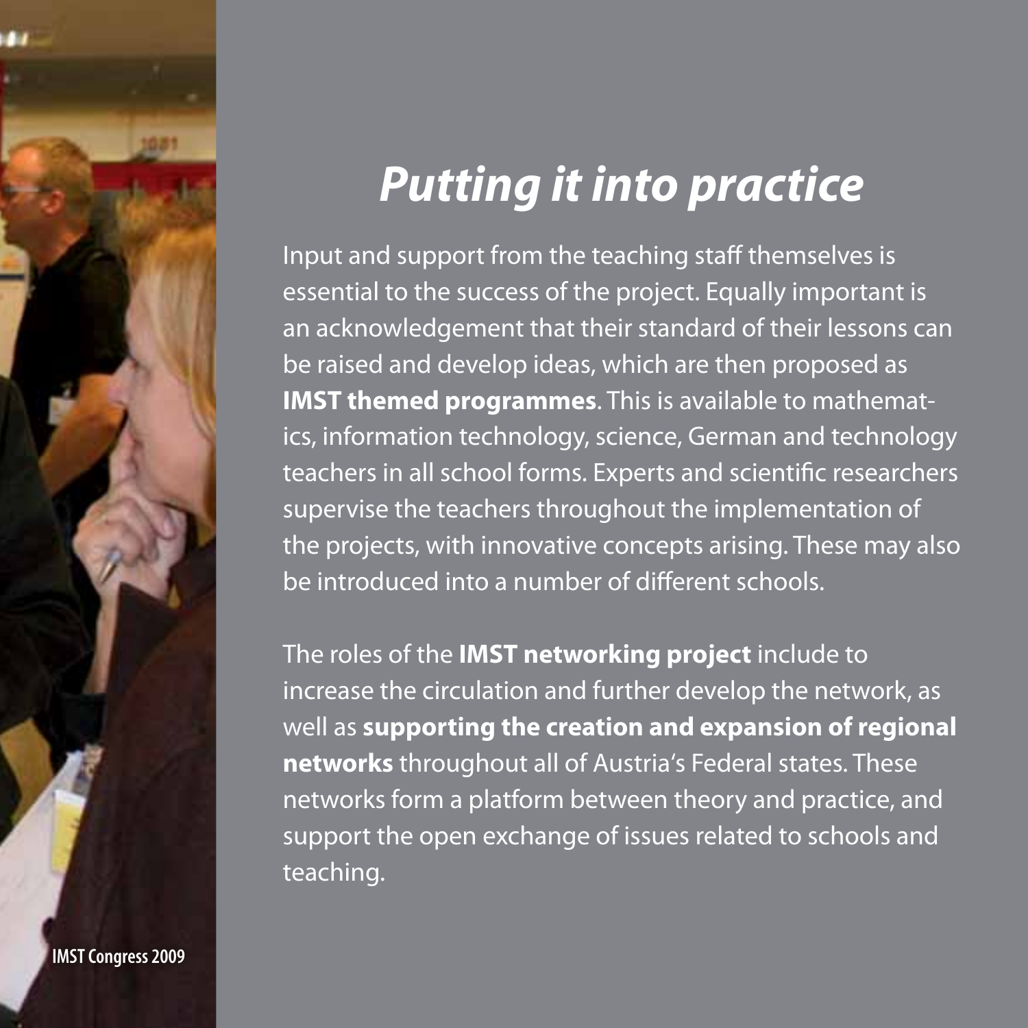# *Putting it into practice*

Input and support from the teaching staff themselves is essential to the success of the project. Equally important is an acknowledgement that their standard of their lessons can be raised and develop ideas, which are then proposed as **IMST themed programmes**. This is available to mathematics, information technology, science, German and technology teachers in all school forms. Experts and scientific researchers supervise the teachers throughout the implementation of the projects, with innovative concepts arising. These may also be introduced into a number of different schools.

The roles of the **IMST networking project** include to increase the circulation and further develop the network, as well as **supporting the creation and expansion of regional networks** throughout all of Austria's Federal states. These networks form a platform between theory and practice, and support the open exchange of issues related to schools and teaching.

**IMST Congress 2009**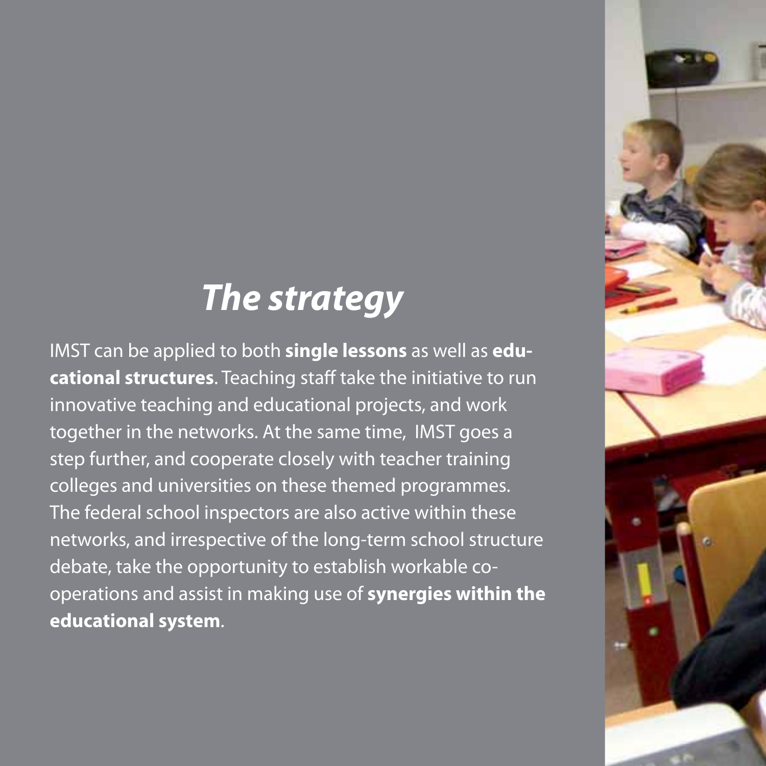# *The strategy*

IMST can be applied to both **single lessons** as well as **educational structures**. Teaching staff take the initiative to run innovative teaching and educational projects, and work together in the networks. At the same time, IMST goes a step further, and cooperate closely with teacher training colleges and universities on these themed programmes. The federal school inspectors are also active within these networks, and irrespective of the long-term school structure debate, take the opportunity to establish workable co-operations and assist in making use of **synergies within the educational system**.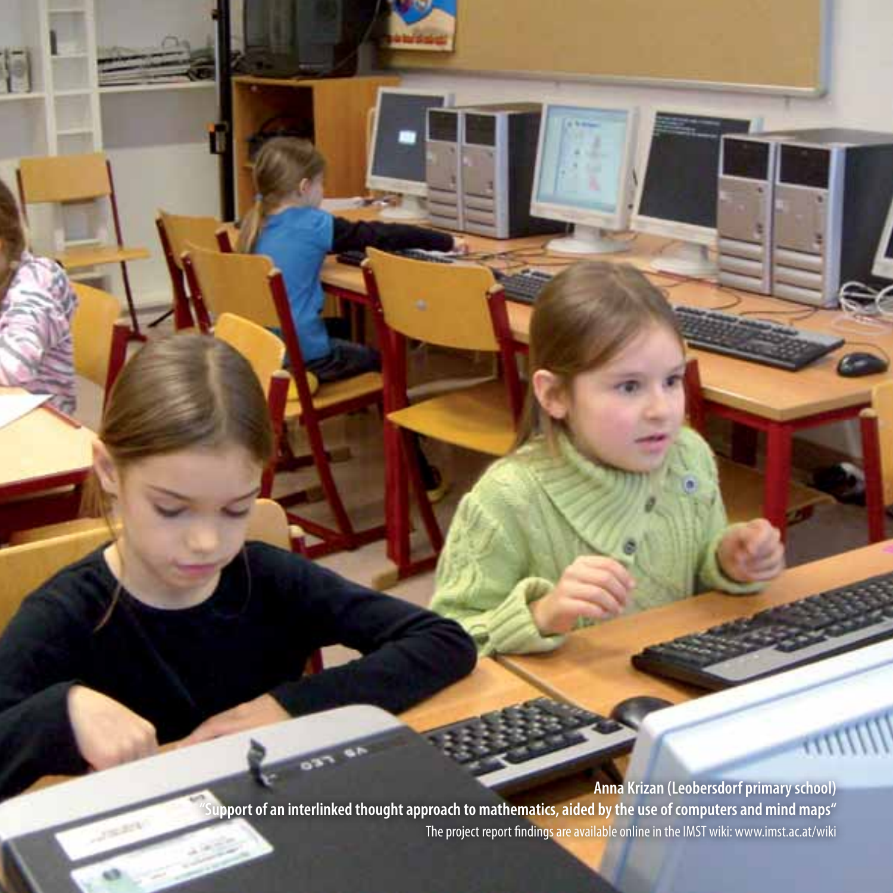**Anna Krizan (Leobersdorf primary school)**

**"Support of an interlinked thought approach to mathematics, aided by the use of computers and mind maps"**

The project report findings are available online in the IMST wiki: www.imst.ac.at/wiki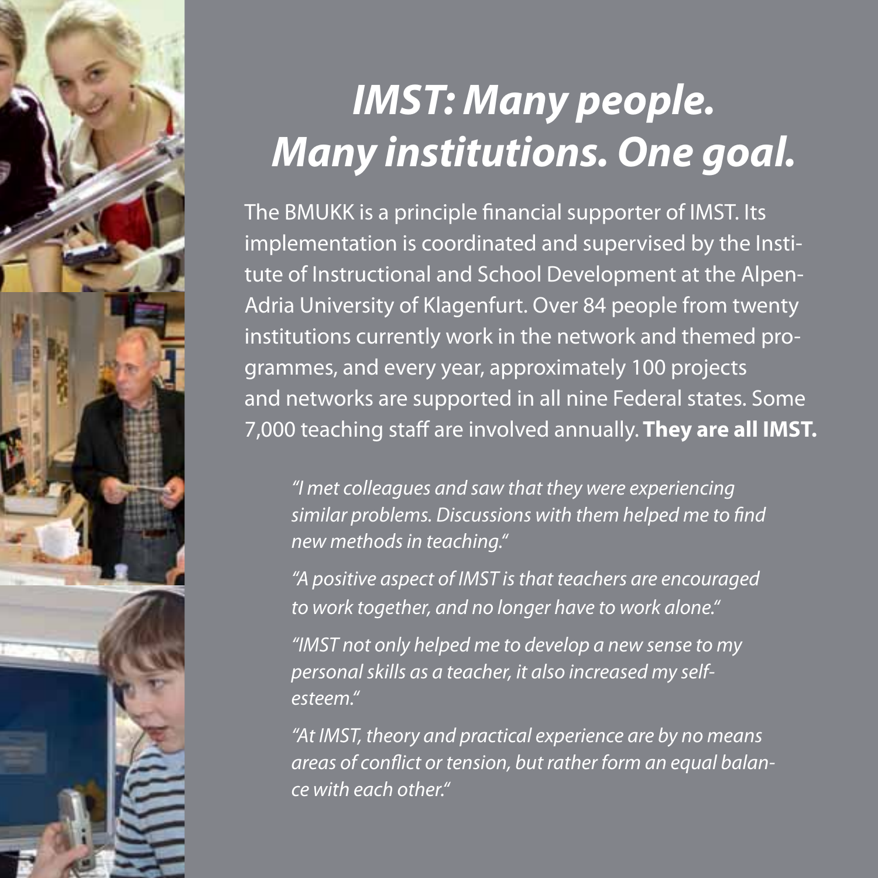# *IMST: Many people. Many institutions. One goal.*

The BMUKK is a principle financial supporter of IMST. Its implementation is coordinated and supervised by the Institute of Instructional and School Development at the Alpen-Adria University of Klagenfurt. Over 84 people from twenty institutions currently work in the network and themed programmes, and every year, approximately 100 projects and networks are supported in all nine Federal states. Some 7,000 teaching staff are involved annually. **They are all IMST.**

> *"I met colleagues and saw that they were experiencing similar problems. Discussions with them helped me to find new methods in teaching."*
>
> *"A positive aspect of IMST is that teachers are encouraged to work together, and no longer have to work alone."*
>
> *"IMST not only helped me to develop a new sense to my personal skills as a teacher, it also increased my self-esteem."*
>
> *"At IMST, theory and practical experience are by no means areas of conflict or tension, but rather form an equal balance with each other."*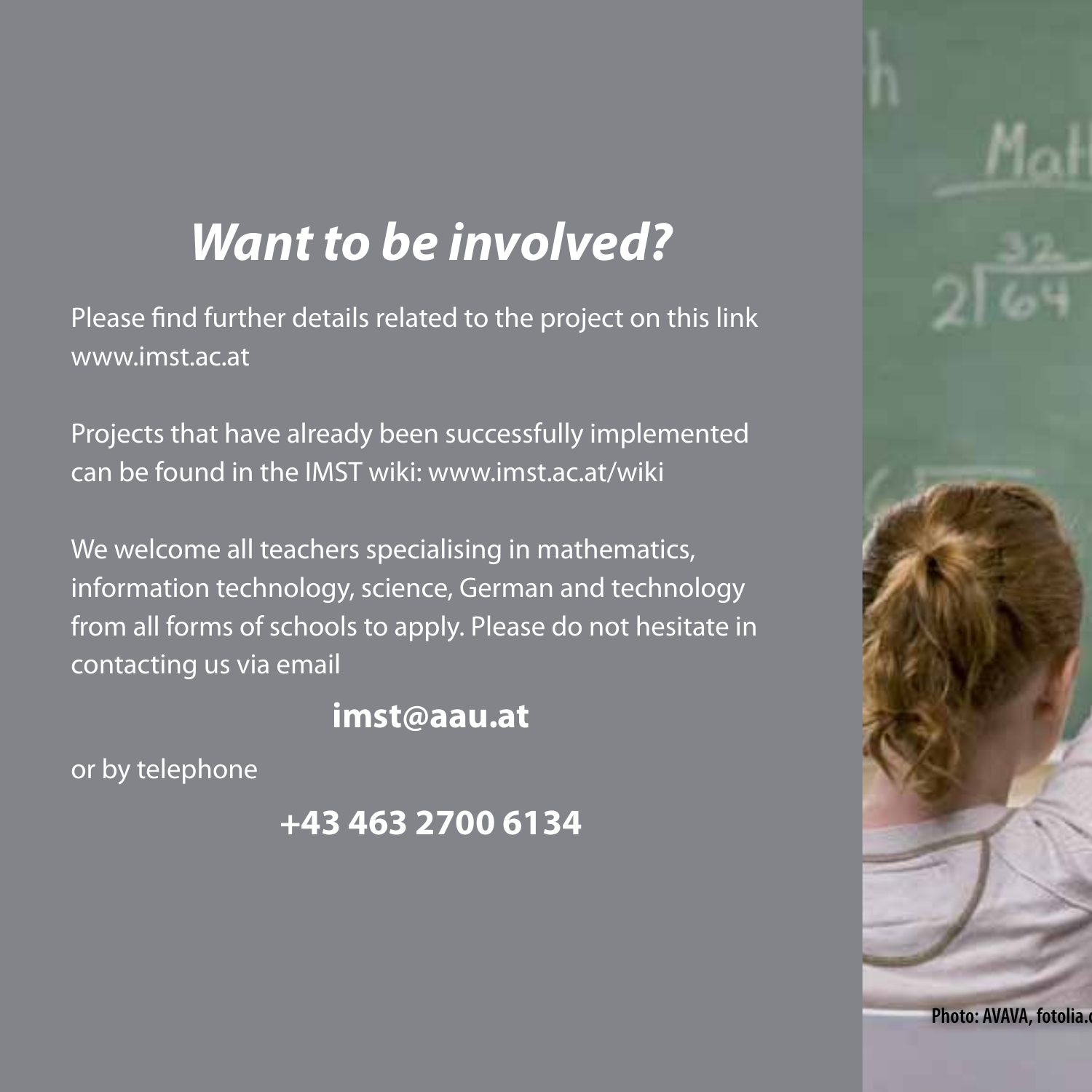# *Want to be involved?*

Please find further details related to the project on this link www.imst.ac.at

Projects that have already been successfully implemented can be found in the IMST wiki: www.imst.ac.at/wiki

We welcome all teachers specialising in mathematics, information technology, science, German and technology from all forms of schools to apply. Please do not hesitate in contacting us via email

**imst@aau.at**

or by telephone

**+43 463 2700 6134**

Photo: AVAVA, fotolia.c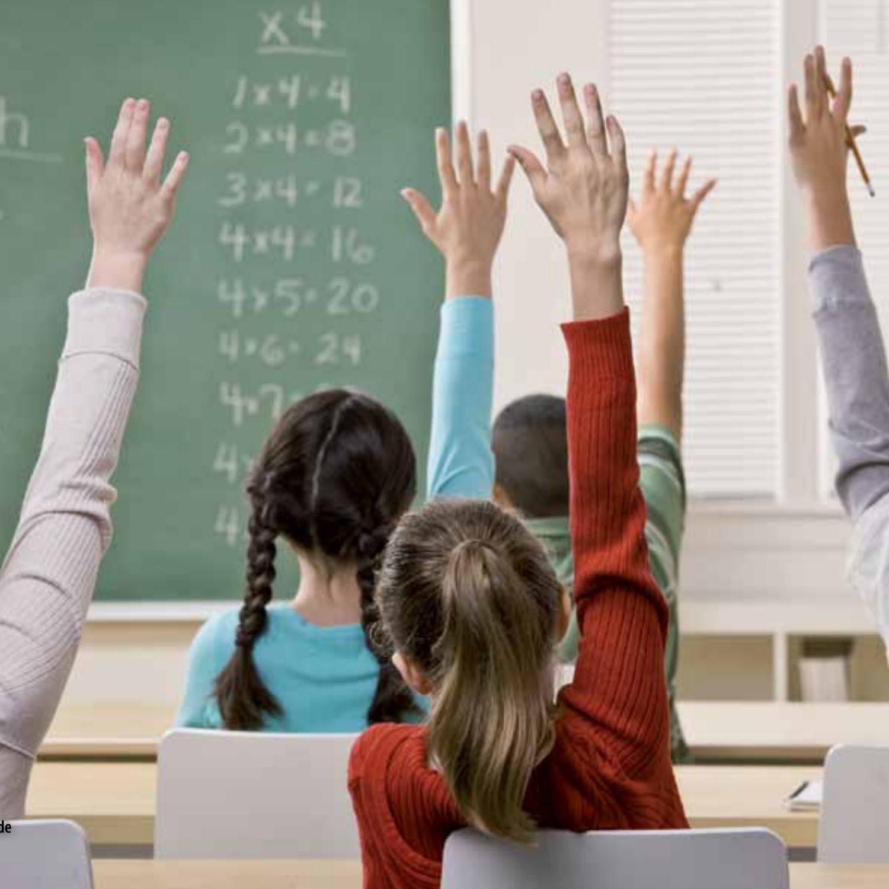de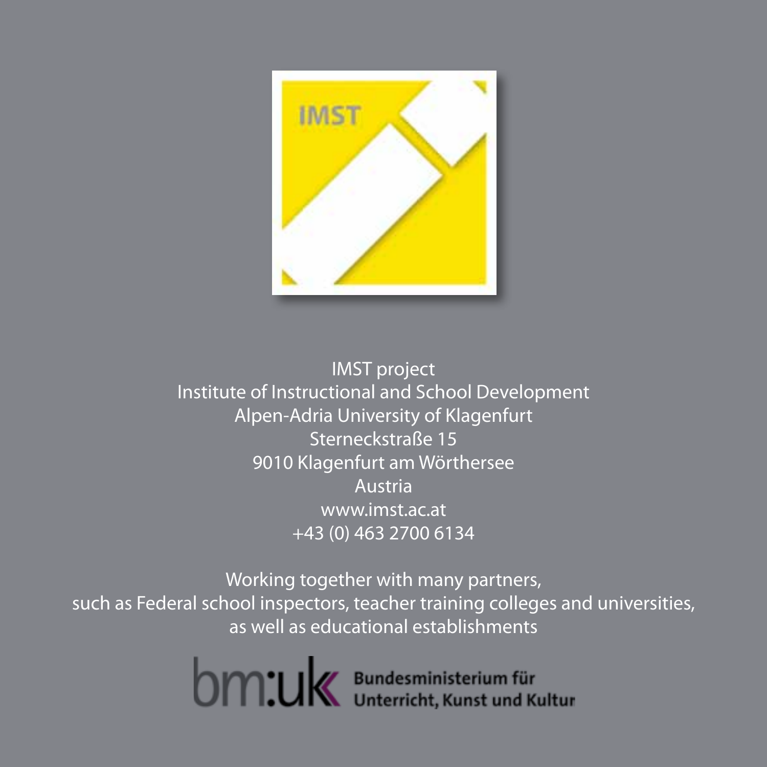IMST

IMST project
Institute of Instructional and School Development
Alpen-Adria University of Klagenfurt
Sterneckstraße 15
9010 Klagenfurt am Wörthersee
Austria
www.imst.ac.at
+43 (0) 463 2700 6134

Working together with many partners,
such as Federal school inspectors, teacher training colleges and universities,
as well as educational establishments

bm:uk Bundesministerium für Unterricht, Kunst und Kultur